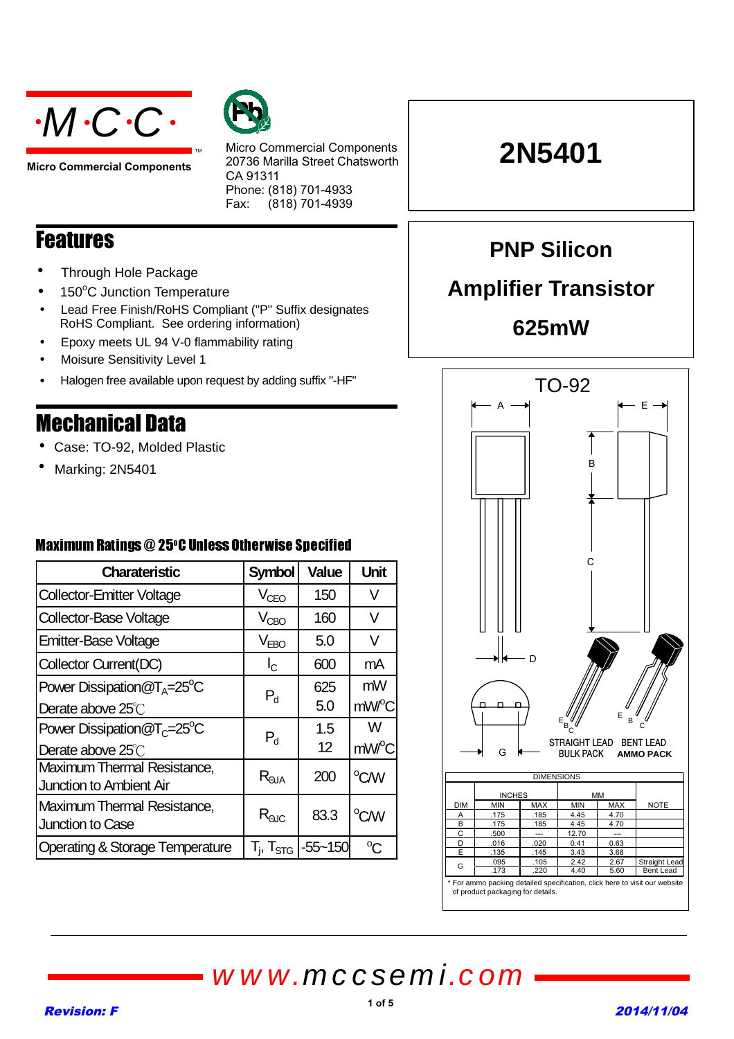·M·C·C·

Micro Commercial Components

Micro Commercial Components
20736 Marilla Street Chatsworth
CA 91311
Phone: (818) 701-4933
Fax: (818) 701-4939

# 2N5401

## PNP Silicon Amplifier Transistor 625mW

## Features

- Through Hole Package
- 150°C Junction Temperature
- Lead Free Finish/RoHS Compliant ("P" Suffix designates RoHS Compliant. See ordering information)
- Epoxy meets UL 94 V-0 flammability rating
- Moisure Sensitivity Level 1
- Halogen free available upon request by adding suffix "-HF"

## Mechanical Data

- Case: TO-92, Molded Plastic
- Marking: 2N5401

### Maximum Ratings @ 25°C Unless Otherwise Specified

| Charateristic | Symbol | Value | Unit |
|---|---|---|---|
| Collector-Emitter Voltage | $V_{CEO}$ | 150 | V |
| Collector-Base Voltage | $V_{CBO}$ | 160 | V |
| Emitter-Base Voltage | $V_{EBO}$ | 5.0 | V |
| Collector Current(DC) | $I_C$ | 600 | mA |
| Power Dissipation@$T_A$=25°C<br>Derate above 25°C | $P_d$ | 625<br>5.0 | mW<br>mW/°C |
| Power Dissipation@$T_C$=25°C<br>Derate above 25°C | $P_d$ | 1.5<br>12 | W<br>mW/°C |
| Maximum Thermal Resistance, Junction to Ambient Air | $R_{\theta JA}$ | 200 | °C/W |
| Maximum Thermal Resistance, Junction to Case | $R_{\theta JC}$ | 83.3 | °C/W |
| Operating & Storage Temperature | $T_j$, $T_{STG}$ | -55~150 | °C |

TO-92

A E B C D G

E B C STRAIGHT LEAD BULK PACK

E B C BENT LEAD AMMO PACK

DIMENSIONS

| DIM | INCHES MIN | INCHES MAX | MM MIN | MM MAX | NOTE |
|---|---|---|---|---|---|
| A | .175 | .185 | 4.45 | 4.70 | |
| B | .175 | .185 | 4.45 | 4.70 | |
| C | .500 | --- | 12.70 | --- | |
| D | .016 | .020 | 0.41 | 0.63 | |
| E | .135 | .145 | 3.43 | 3.68 | |
| G | .095 | .105 | 2.42 | 2.67 | Straight Lead |
| | .173 | .220 | 4.40 | 5.60 | Bent Lead |

* For ammo packing detailed specification, click here to visit our website of product packaging for details.

www.mccsemi.com

Revision: F

2014/11/04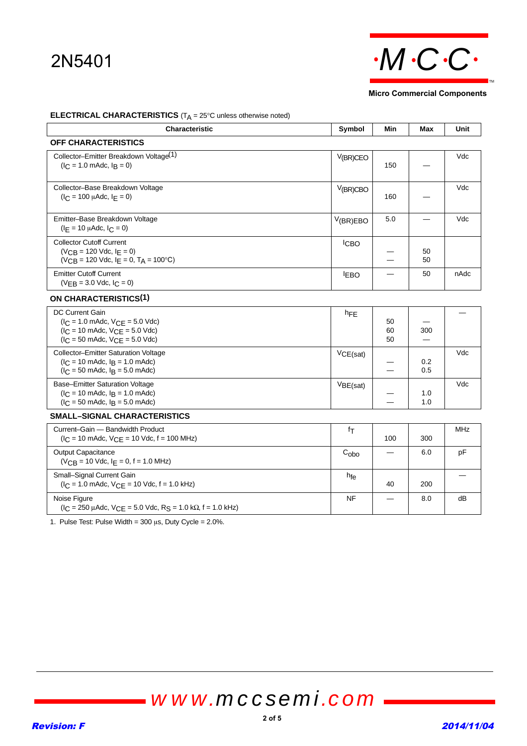2N5401

## ELECTRICAL CHARACTERISTICS ($T_A$ = 25°C unless otherwise noted)

| Characteristic | Symbol | Min | Max | Unit |
|---|---|---|---|---|
| **OFF CHARACTERISTICS** | | | | |
| Collector–Emitter Breakdown Voltage(1) ($I_C$ = 1.0 mAdc, $I_B$ = 0) | $V_{(BR)CEO}$ | 150 | — | Vdc |
| Collector–Base Breakdown Voltage ($I_C$ = 100 μAdc, $I_E$ = 0) | $V_{(BR)CBO}$ | 160 | — | Vdc |
| Emitter–Base Breakdown Voltage ($I_E$ = 10 μAdc, $I_C$ = 0) | $V_{(BR)EBO}$ | 5.0 | — | Vdc |
| Collector Cutoff Current ($V_{CB}$ = 120 Vdc, $I_E$ = 0) ($V_{CB}$ = 120 Vdc, $I_E$ = 0, $T_A$ = 100°C) | $I_{CBO}$ | — <br> — | 50 <br> 50 | |
| Emitter Cutoff Current ($V_{EB}$ = 3.0 Vdc, $I_C$ = 0) | $I_{EBO}$ | — | 50 | nAdc |
| **ON CHARACTERISTICS(1)** | | | | |
| DC Current Gain ($I_C$ = 1.0 mAdc, $V_{CE}$ = 5.0 Vdc) ($I_C$ = 10 mAdc, $V_{CE}$ = 5.0 Vdc) ($I_C$ = 50 mAdc, $V_{CE}$ = 5.0 Vdc) | $h_{FE}$ | 50 <br> 60 <br> 50 | — <br> 300 <br> — | — |
| Collector–Emitter Saturation Voltage ($I_C$ = 10 mAdc, $I_B$ = 1.0 mAdc) ($I_C$ = 50 mAdc, $I_B$ = 5.0 mAdc) | $V_{CE(sat)}$ | — <br> — | 0.2 <br> 0.5 | Vdc |
| Base–Emitter Saturation Voltage ($I_C$ = 10 mAdc, $I_B$ = 1.0 mAdc) ($I_C$ = 50 mAdc, $I_B$ = 5.0 mAdc) | $V_{BE(sat)}$ | — <br> — | 1.0 <br> 1.0 | Vdc |
| **SMALL–SIGNAL CHARACTERISTICS** | | | | |
| Current–Gain — Bandwidth Product ($I_C$ = 10 mAdc, $V_{CE}$ = 10 Vdc, f = 100 MHz) | $f_T$ | 100 | 300 | MHz |
| Output Capacitance ($V_{CB}$ = 10 Vdc, $I_E$ = 0, f = 1.0 MHz) | $C_{obo}$ | — | 6.0 | pF |
| Small–Signal Current Gain ($I_C$ = 1.0 mAdc, $V_{CE}$ = 10 Vdc, f = 1.0 kHz) | $h_{fe}$ | 40 | 200 | — |
| Noise Figure ($I_C$ = 250 μAdc, $V_{CE}$ = 5.0 Vdc, $R_S$ = 1.0 kΩ, f = 1.0 kHz) | NF | — | 8.0 | dB |

1. Pulse Test: Pulse Width = 300 μs, Duty Cycle = 2.0%.

www.mccsemi.com

Revision: F

2014/11/04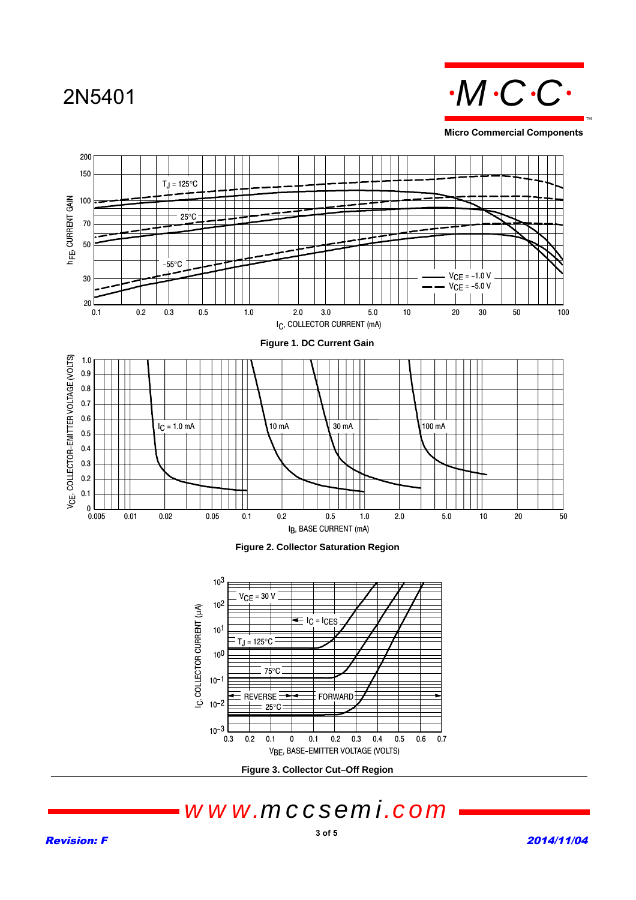2N5401

200
150
100
70
50
30
20

$h_{FE}$, CURRENT GAIN

$T_J$ = 125°C

25°C

−55°C

$V_{CE}$ = −1.0 V

$V_{CE}$ = −5.0 V

0.1 0.2 0.3 0.5 1.0 2.0 3.0 5.0 10 20 30 50 100

$I_C$, COLLECTOR CURRENT (mA)

**Figure 1. DC Current Gain**

1.0
0.9
0.8
0.7
0.6
0.5
0.4
0.3
0.2
0.1
0

$V_{CE}$, COLLECTOR−EMITTER VOLTAGE (VOLTS)

$I_C$ = 1.0 mA

10 mA

30 mA

100 mA

0.005 0.01 0.02 0.05 0.1 0.2 0.5 1.0 2.0 5.0 10 20 50

$I_B$, BASE CURRENT (mA)

**Figure 2. Collector Saturation Region**

$10^3$
$10^2$
$10^1$
$10^0$
$10^{-1}$
$10^{-2}$
$10^{-3}$

$I_C$, COLLECTOR CURRENT (μA)

$V_{CE}$ = 30 V

$I_C$ = $I_{CES}$

$T_J$ = 125°C

75°C

REVERSE

FORWARD

25°C

0.3 0.2 0.1 0 0.1 0.2 0.3 0.4 0.5 0.6 0.7

$V_{BE}$, BASE−EMITTER VOLTAGE (VOLTS)

**Figure 3. Collector Cut−Off Region**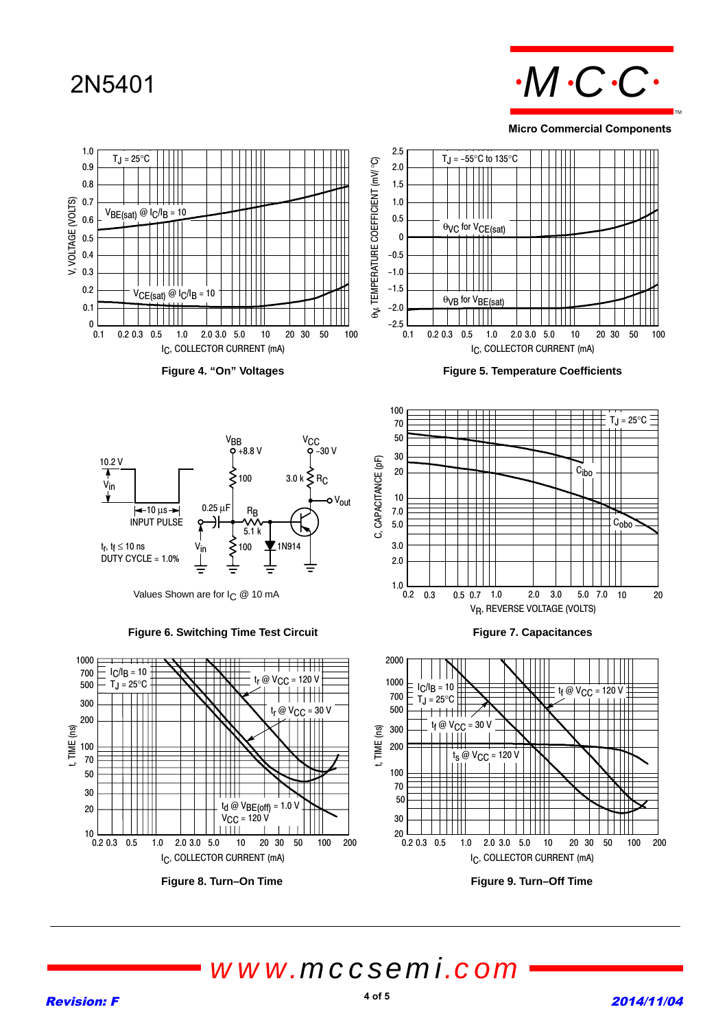# 2N5401

**Figure 4. "On" Voltages**

**Figure 5. Temperature Coefficients**

**Figure 6. Switching Time Test Circuit**

Values Shown are for $I_C$ @ 10 mA

**Figure 7. Capacitances**

**Figure 8. Turn–On Time**

**Figure 9. Turn–Off Time**

*www.mccsemi.com*

***Revision: F*** ***2014/11/04***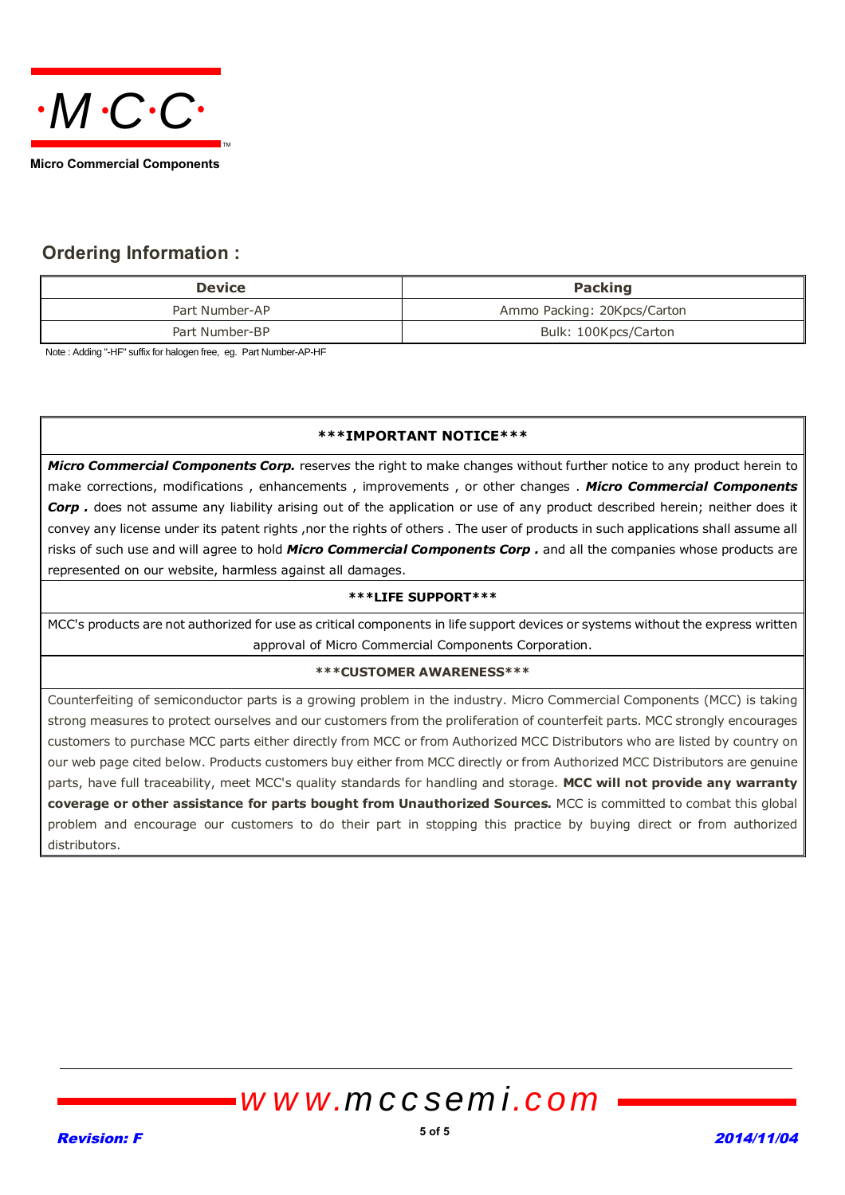**Micro Commercial Components**

## Ordering Information :

| Device | Packing |
|---|---|
| Part Number-AP | Ammo Packing: 20Kpcs/Carton |
| Part Number-BP | Bulk: 100Kpcs/Carton |

Note : Adding "-HF" suffix for halogen free, eg. Part Number-AP-HF

**\*\*\*IMPORTANT NOTICE\*\*\***

***Micro Commercial Components Corp.*** reserves the right to make changes without further notice to any product herein to make corrections, modifications , enhancements , improvements , or other changes . ***Micro Commercial Components Corp .*** does not assume any liability arising out of the application or use of any product described herein; neither does it convey any license under its patent rights ,nor the rights of others . The user of products in such applications shall assume all risks of such use and will agree to hold ***Micro Commercial Components Corp .*** and all the companies whose products are represented on our website, harmless against all damages.

**\*\*\*LIFE SUPPORT\*\*\***

MCC's products are not authorized for use as critical components in life support devices or systems without the express written approval of Micro Commercial Components Corporation.

**\*\*\*CUSTOMER AWARENESS\*\*\***

Counterfeiting of semiconductor parts is a growing problem in the industry. Micro Commercial Components (MCC) is taking strong measures to protect ourselves and our customers from the proliferation of counterfeit parts. MCC strongly encourages customers to purchase MCC parts either directly from MCC or from Authorized MCC Distributors who are listed by country on our web page cited below. Products customers buy either from MCC directly or from Authorized MCC Distributors are genuine parts, have full traceability, meet MCC's quality standards for handling and storage. **MCC will not provide any warranty coverage or other assistance for parts bought from Unauthorized Sources.** MCC is committed to combat this global problem and encourage our customers to do their part in stopping this practice by buying direct or from authorized distributors.

*www.mccsemi.com*

***Revision: F*** ***2014/11/04***